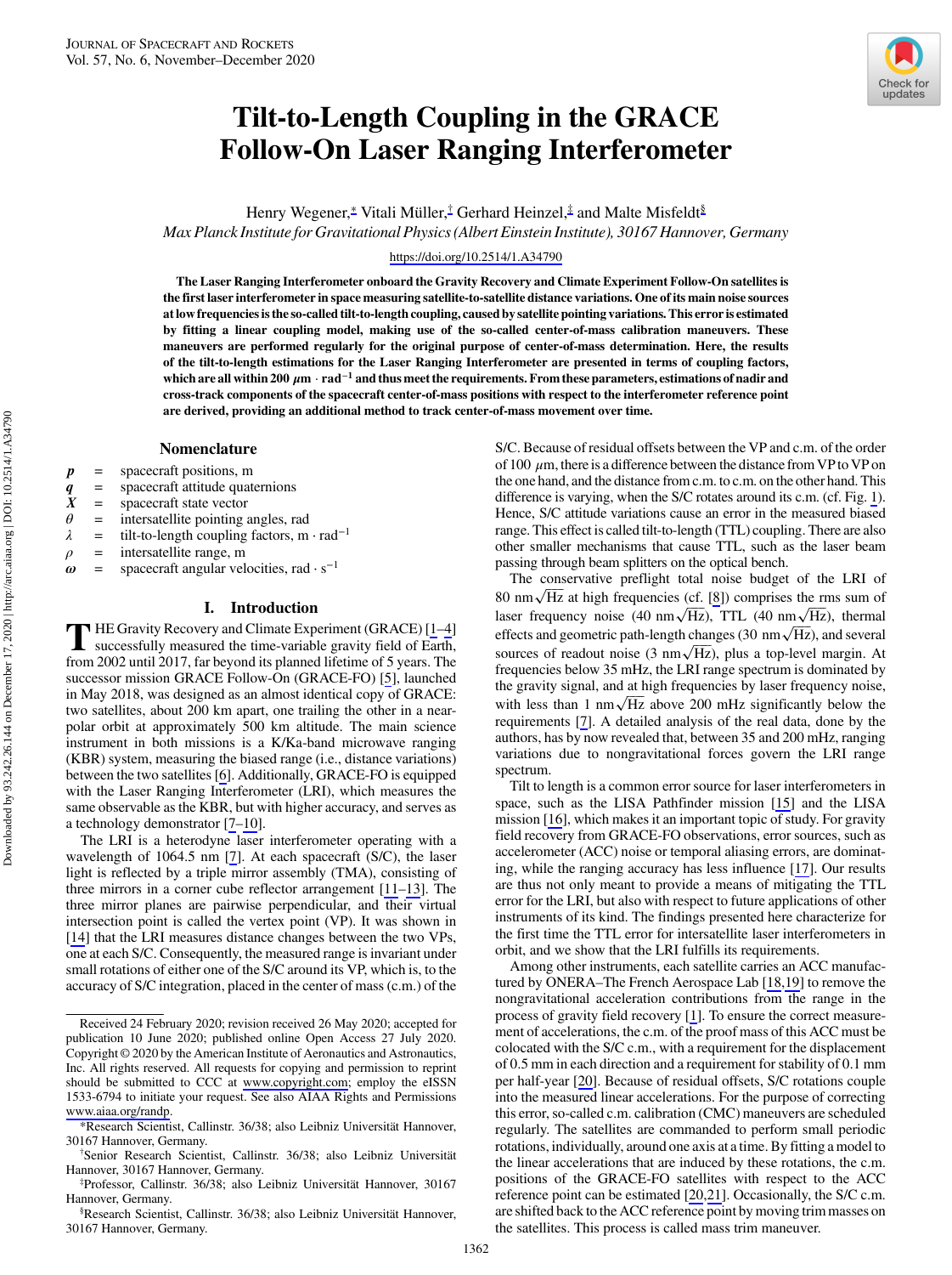# Tilt-to-Length Coupling in the GRACE Follow-On Laser Ranging Interferometer

Henry Wegener,[*] Vitali Müller,[†] Gerhard Heinzel,[‡] and Malte Misfeldt[§]

*Max Planck Institute for Gravitational Physics (Albert Einstein Institute), 30167 Hannover, Germany*

https://doi.org/10.2514/1.A34790

**The Laser Ranging Interferometer onboard the Gravity Recovery and Climate Experiment Follow-On satellites is the first laser interferometer in space measuring satellite-to-satellite distance variations. One of its main noise sources at low frequencies is the so-called tilt-to-length coupling, caused by satellite pointing variations. This error is estimated by fitting a linear coupling model, making use of the so-called center-of-mass calibration maneuvers. These maneuvers are performed regularly for the original purpose of center-of-mass determination. Here, the results of the tilt-to-length estimations for the Laser Ranging Interferometer are presented in terms of coupling factors, which are all within 200 $\mu m \cdot rad^{-1}$ and thus meet the requirements. From these parameters, estimations of nadir and cross-track components of the spacecraft center-of-mass positions with respect to the interferometer reference point are derived, providing an additional method to track center-of-mass movement over time.**

## Nomenclature

| | | |
|---|---|---|
| $\boldsymbol{p}$ | = | spacecraft positions, m |
| $\boldsymbol{q}$ | = | spacecraft attitude quaternions |
| $\boldsymbol{X}$ | = | spacecraft state vector |
| $\theta$ | = | intersatellite pointing angles, rad |
| $\lambda$ | = | tilt-to-length coupling factors, $m \cdot rad^{-1}$ |
| $\rho$ | = | intersatellite range, m |
| $\boldsymbol{\omega}$ | = | spacecraft angular velocities, $rad \cdot s^{-1}$ |

## I. Introduction

The Gravity Recovery and Climate Experiment (GRACE) [1–4] successfully measured the time-variable gravity field of Earth, from 2002 until 2017, far beyond its planned lifetime of 5 years. The successor mission GRACE Follow-On (GRACE-FO) [5], launched in May 2018, was designed as an almost identical copy of GRACE: two satellites, about 200 km apart, one trailing the other in a near-polar orbit at approximately 500 km altitude. The main science instrument in both missions is a K/Ka-band microwave ranging (KBR) system, measuring the biased range (i.e., distance variations) between the two satellites [6]. Additionally, GRACE-FO is equipped with the Laser Ranging Interferometer (LRI), which measures the same observable as the KBR, but with higher accuracy, and serves as a technology demonstrator [7–10].

The LRI is a heterodyne laser interferometer operating with a wavelength of 1064.5 nm [7]. At each spacecraft (S/C), the laser light is reflected by a triple mirror assembly (TMA), consisting of three mirrors in a corner cube reflector arrangement [11–13]. The three mirror planes are pairwise perpendicular, and their virtual intersection point is called the vertex point (VP). It was shown in [14] that the LRI measures distance changes between the two VPs, one at each S/C. Consequently, the measured range is invariant under small rotations of either one of the S/C around its VP, which is, to the accuracy of S/C integration, placed in the center of mass (c.m.) of the S/C. Because of residual offsets between the VP and c.m. of the order of 100 $\mu m$, there is a difference between the distance from VP to VP on the one hand, and the distance from c.m. to c.m. on the other hand. This difference is varying, when the S/C rotates around its c.m. (cf. Fig. 1). Hence, S/C attitude variations cause an error in the measured biased range. This effect is called tilt-to-length (TTL) coupling. There are also other smaller mechanisms that cause TTL, such as the laser beam passing through beam splitters on the optical bench.

The conservative preflight total noise budget of the LRI of 80 $nm\sqrt{Hz}$ at high frequencies (cf. [8]) comprises the rms sum of laser frequency noise (40 $nm\sqrt{Hz}$), TTL (40 $nm\sqrt{Hz}$), thermal effects and geometric path-length changes (30 $nm\sqrt{Hz}$), and several sources of readout noise (3 $nm\sqrt{Hz}$), plus a top-level margin. At frequencies below 35 mHz, the LRI range spectrum is dominated by the gravity signal, and at high frequencies by laser frequency noise, with less than 1 $nm\sqrt{Hz}$ above 200 mHz significantly below the requirements [7]. A detailed analysis of the real data, done by the authors, has by now revealed that, between 35 and 200 mHz, ranging variations due to nongravitational forces govern the LRI range spectrum.

Tilt to length is a common error source for laser interferometers in space, such as the LISA Pathfinder mission [15] and the LISA mission [16], which makes it an important topic of study. For gravity field recovery from GRACE-FO observations, error sources, such as accelerometer (ACC) noise or temporal aliasing errors, are dominating, while the ranging accuracy has less influence [17]. Our results are thus not only meant to provide a means of mitigating the TTL error for the LRI, but also with respect to future applications of other instruments of its kind. The findings presented here characterize for the first time the TTL error for intersatellite laser interferometers in orbit, and we show that the LRI fulfills its requirements.

Among other instruments, each satellite carries an ACC manufactured by ONERA–The French Aerospace Lab [18,19] to remove the nongravitational acceleration contributions from the range in the process of gravity field recovery [1]. To ensure the correct measurement of accelerations, the c.m. of the proof mass of this ACC must be colocated with the S/C c.m., with a requirement for the displacement of 0.5 mm in each direction and a requirement for stability of 0.1 mm per half-year [20]. Because of residual offsets, S/C rotations couple into the measured linear accelerations. For the purpose of correcting this error, so-called c.m. calibration (CMC) maneuvers are scheduled regularly. The satellites are commanded to perform small periodic rotations, individually, around one axis at a time. By fitting a model to the linear accelerations that are induced by these rotations, the c.m. positions of the GRACE-FO satellites with respect to the ACC reference point can be estimated [20,21]. Occasionally, the S/C c.m. are shifted back to the ACC reference point by moving trim masses on the satellites. This process is called mass trim maneuver.

---

Received 24 February 2020; revision received 26 May 2020; accepted for publication 10 June 2020; published online Open Access 27 July 2020. Copyright © 2020 by the American Institute of Aeronautics and Astronautics, Inc. All rights reserved. All requests for copying and permission to reprint should be submitted to CCC at www.copyright.com; employ the eISSN 1533-6794 to initiate your request. See also AIAA Rights and Permissions www.aiaa.org/randp.

*Research Scientist, Callinstr. 36/38; also Leibniz Universität Hannover, 30167 Hannover, Germany.

†Senior Research Scientist, Callinstr. 36/38; also Leibniz Universität Hannover, 30167 Hannover, Germany.

‡Professor, Callinstr. 36/38; also Leibniz Universität Hannover, 30167 Hannover, Germany.

§Research Scientist, Callinstr. 36/38; also Leibniz Universität Hannover, 30167 Hannover, Germany.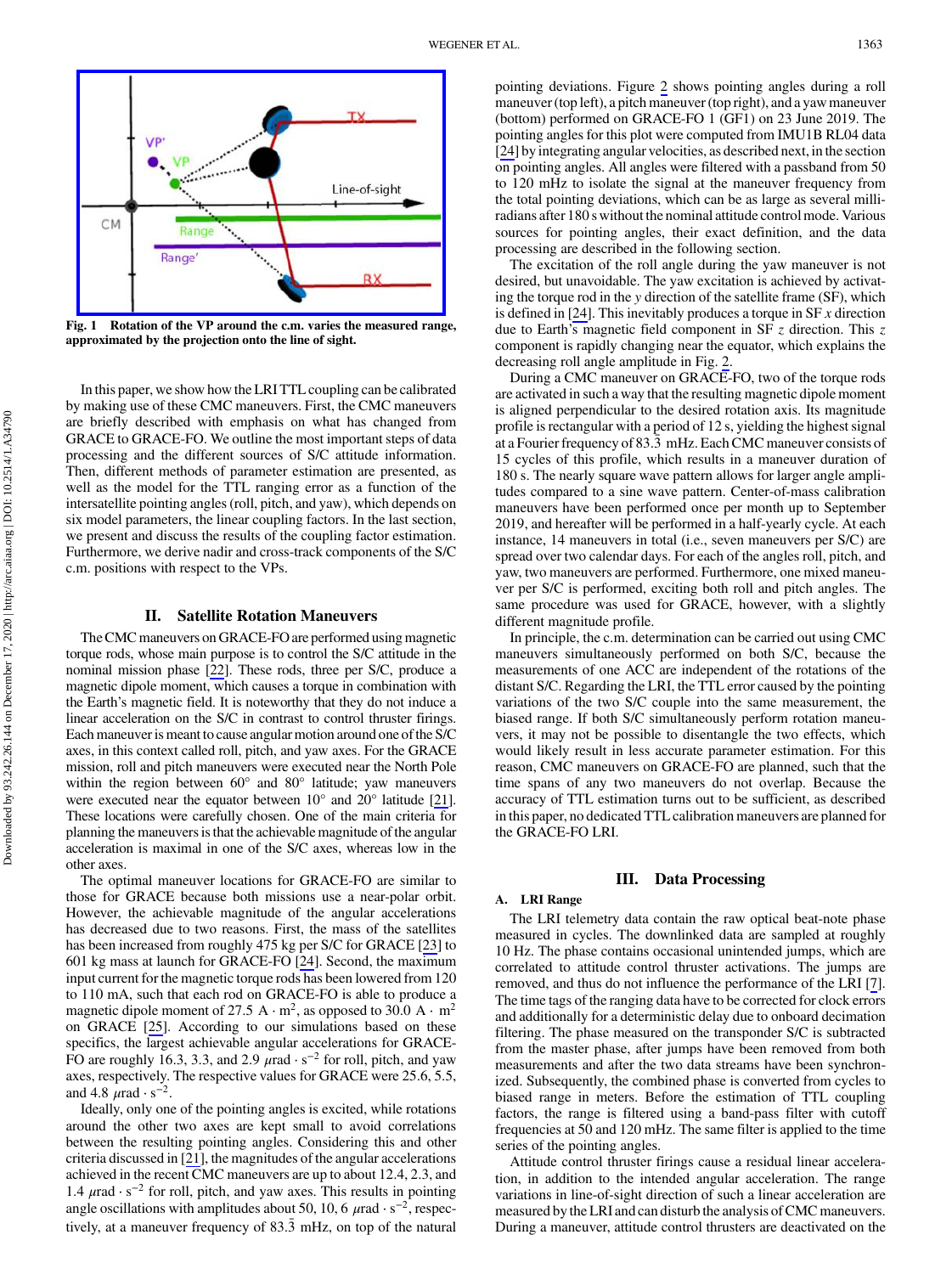TX

VP'

VP

Line-of-sight

CM

Range

Range'

RX

Fig. 1 Rotation of the VP around the c.m. varies the measured range, approximated by the projection onto the line of sight.

In this paper, we show how the LRI TTL coupling can be calibrated by making use of these CMC maneuvers. First, the CMC maneuvers are briefly described with emphasis on what has changed from GRACE to GRACE-FO. We outline the most important steps of data processing and the different sources of S/C attitude information. Then, different methods of parameter estimation are presented, as well as the model for the TTL ranging error as a function of the intersatellite pointing angles (roll, pitch, and yaw), which depends on six model parameters, the linear coupling factors. In the last section, we present and discuss the results of the coupling factor estimation. Furthermore, we derive nadir and cross-track components of the S/C c.m. positions with respect to the VPs.

## II. Satellite Rotation Maneuvers

The CMC maneuvers on GRACE-FO are performed using magnetic torque rods, whose main purpose is to control the S/C attitude in the nominal mission phase [22]. These rods, three per S/C, produce a magnetic dipole moment, which causes a torque in combination with the Earth's magnetic field. It is noteworthy that they do not induce a linear acceleration on the S/C in contrast to control thruster firings. Each maneuver is meant to cause angular motion around one of the S/C axes, in this context called roll, pitch, and yaw axes. For the GRACE mission, roll and pitch maneuvers were executed near the North Pole within the region between 60° and 80° latitude; yaw maneuvers were executed near the equator between 10° and 20° latitude [21]. These locations were carefully chosen. One of the main criteria for planning the maneuvers is that the achievable magnitude of the angular acceleration is maximal in one of the S/C axes, whereas low in the other axes.

The optimal maneuver locations for GRACE-FO are similar to those for GRACE because both missions use a near-polar orbit. However, the achievable magnitude of the angular accelerations has decreased due to two reasons. First, the mass of the satellites has been increased from roughly 475 kg per S/C for GRACE [23] to 601 kg mass at launch for GRACE-FO [24]. Second, the maximum input current for the magnetic torque rods has been lowered from 120 to 110 mA, such that each rod on GRACE-FO is able to produce a magnetic dipole moment of 27.5 $\mathrm{A \cdot m^2}$, as opposed to 30.0 $\mathrm{A \cdot m^2}$ on GRACE [25]. According to our simulations based on these specifics, the largest achievable angular accelerations for GRACE-FO are roughly 16.3, 3.3, and 2.9 $\mu\mathrm{rad \cdot s^{-2}}$ for roll, pitch, and yaw axes, respectively. The respective values for GRACE were 25.6, 5.5, and 4.8 $\mu\mathrm{rad \cdot s^{-2}}$.

Ideally, only one of the pointing angles is excited, while rotations around the other two axes are kept small to avoid correlations between the resulting pointing angles. Considering this and other criteria discussed in [21], the magnitudes of the angular accelerations achieved in the recent CMC maneuvers are up to about 12.4, 2.3, and 1.4 $\mu\mathrm{rad \cdot s^{-2}}$ for roll, pitch, and yaw axes. This results in pointing angle oscillations with amplitudes about 50, 10, 6 $\mu\mathrm{rad \cdot s^{-2}}$, respectively, at a maneuver frequency of 83.$\bar{3}$ mHz, on top of the natural pointing deviations. Figure 2 shows pointing angles during a roll maneuver (top left), a pitch maneuver (top right), and a yaw maneuver (bottom) performed on GRACE-FO 1 (GF1) on 23 June 2019. The pointing angles for this plot were computed from IMU1B RL04 data [24] by integrating angular velocities, as described next, in the section on pointing angles. All angles were filtered with a passband from 50 to 120 mHz to isolate the signal at the maneuver frequency from the total pointing deviations, which can be as large as several milliradians after 180 s without the nominal attitude control mode. Various sources for pointing angles, their exact definition, and the data processing are described in the following section.

The excitation of the roll angle during the yaw maneuver is not desired, but unavoidable. The yaw excitation is achieved by activating the torque rod in the $y$ direction of the satellite frame (SF), which is defined in [24]. This inevitably produces a torque in SF $x$ direction due to Earth's magnetic field component in SF $z$ direction. This $z$ component is rapidly changing near the equator, which explains the decreasing roll angle amplitude in Fig. 2.

During a CMC maneuver on GRACE-FO, two of the torque rods are activated in such a way that the resulting magnetic dipole moment is aligned perpendicular to the desired rotation axis. Its magnitude profile is rectangular with a period of 12 s, yielding the highest signal at a Fourier frequency of 83.$\bar{3}$ mHz. Each CMC maneuver consists of 15 cycles of this profile, which results in a maneuver duration of 180 s. The nearly square wave pattern allows for larger angle amplitudes compared to a sine wave pattern. Center-of-mass calibration maneuvers have been performed once per month up to September 2019, and hereafter will be performed in a half-yearly cycle. At each instance, 14 maneuvers in total (i.e., seven maneuvers per S/C) are spread over two calendar days. For each of the angles roll, pitch, and yaw, two maneuvers are performed. Furthermore, one mixed maneuver per S/C is performed, exciting both roll and pitch angles. The same procedure was used for GRACE, however, with a slightly different magnitude profile.

In principle, the c.m. determination can be carried out using CMC maneuvers simultaneously performed on both S/C, because the measurements of one ACC are independent of the rotations of the distant S/C. Regarding the LRI, the TTL error caused by the pointing variations of the two S/C couple into the same measurement, the biased range. If both S/C simultaneously perform rotation maneuvers, it may not be possible to disentangle the two effects, which would likely result in less accurate parameter estimation. For this reason, CMC maneuvers on GRACE-FO are planned, such that the time spans of any two maneuvers do not overlap. Because the accuracy of TTL estimation turns out to be sufficient, as described in this paper, no dedicated TTL calibration maneuvers are planned for the GRACE-FO LRI.

## III. Data Processing

### A. LRI Range

The LRI telemetry data contain the raw optical beat-note phase measured in cycles. The downlinked data are sampled at roughly 10 Hz. The phase contains occasional unintended jumps, which are correlated to attitude control thruster activations. The jumps are removed, and thus do not influence the performance of the LRI [7]. The time tags of the ranging data have to be corrected for clock errors and additionally for a deterministic delay due to onboard decimation filtering. The phase measured on the transponder S/C is subtracted from the master phase, after jumps have been removed from both measurements and after the two data streams have been synchronized. Subsequently, the combined phase is converted from cycles to biased range in meters. Before the estimation of TTL coupling factors, the range is filtered using a band-pass filter with cutoff frequencies at 50 and 120 mHz. The same filter is applied to the time series of the pointing angles.

Attitude control thruster firings cause a residual linear acceleration, in addition to the intended angular acceleration. The range variations in line-of-sight direction of such a linear acceleration are measured by the LRI and can disturb the analysis of CMC maneuvers. During a maneuver, attitude control thrusters are deactivated on the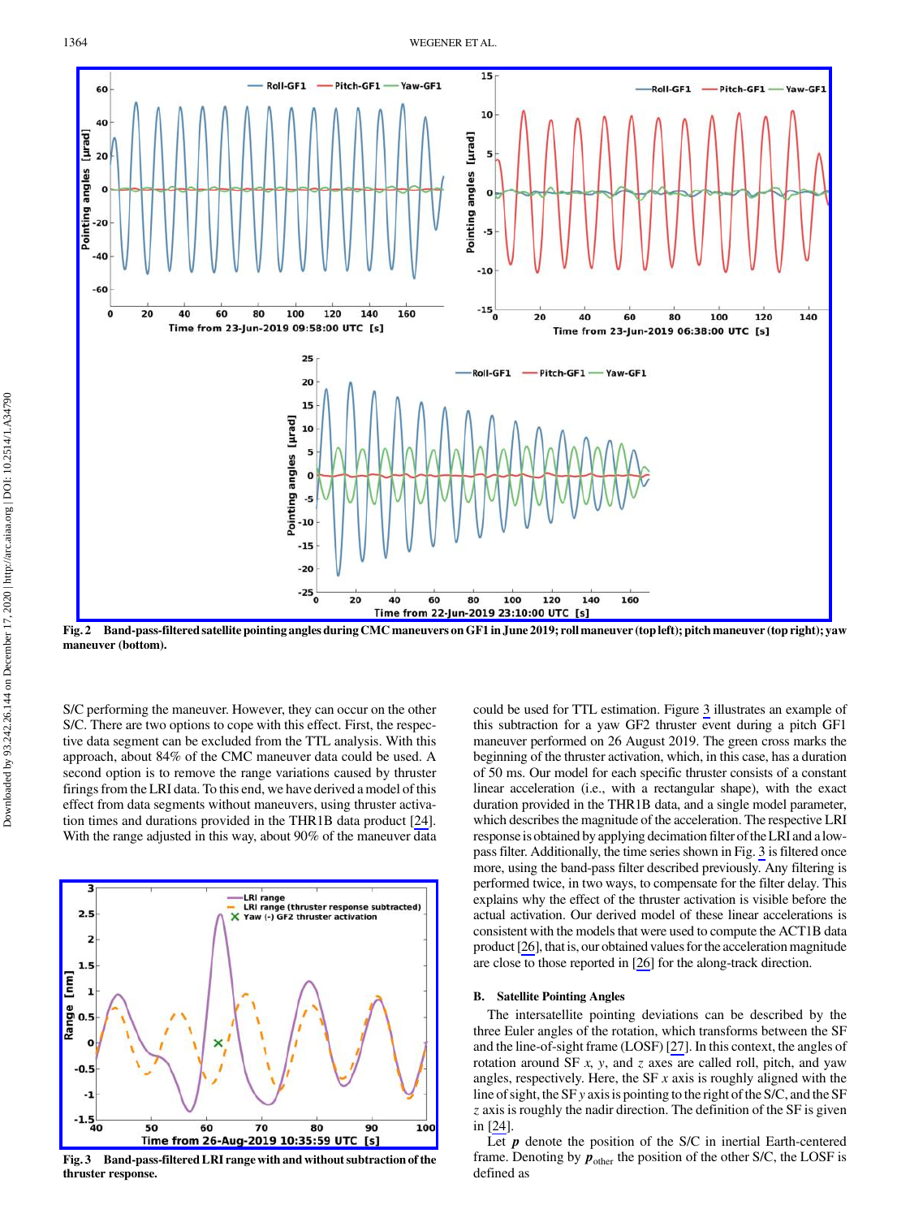Fig. 2 Band-pass-filtered satellite pointing angles during CMC maneuvers on GF1 in June 2019; roll maneuver (top left); pitch maneuver (top right); yaw maneuver (bottom).

S/C performing the maneuver. However, they can occur on the other S/C. There are two options to cope with this effect. First, the respective data segment can be excluded from the TTL analysis. With this approach, about 84% of the CMC maneuver data could be used. A second option is to remove the range variations caused by thruster firings from the LRI data. To this end, we have derived a model of this effect from data segments without maneuvers, using thruster activation times and durations provided in the THR1B data product [24]. With the range adjusted in this way, about 90% of the maneuver data could be used for TTL estimation. Figure 3 illustrates an example of this subtraction for a yaw GF2 thruster event during a pitch GF1 maneuver performed on 26 August 2019. The green cross marks the beginning of the thruster activation, which, in this case, has a duration of 50 ms. Our model for each specific thruster consists of a constant linear acceleration (i.e., with a rectangular shape), with the exact duration provided in the THR1B data, and a single model parameter, which describes the magnitude of the acceleration. The respective LRI response is obtained by applying decimation filter of the LRI and a low-pass filter. Additionally, the time series shown in Fig. 3 is filtered once more, using the band-pass filter described previously. Any filtering is performed twice, in two ways, to compensate for the filter delay. This explains why the effect of the thruster activation is visible before the actual activation. Our derived model of these linear accelerations is consistent with the models that were used to compute the ACT1B data product [26], that is, our obtained values for the acceleration magnitude are close to those reported in [26] for the along-track direction.

Fig. 3 Band-pass-filtered LRI range with and without subtraction of the thruster response.

### B. Satellite Pointing Angles

The intersatellite pointing deviations can be described by the three Euler angles of the rotation, which transforms between the SF and the line-of-sight frame (LOSF) [27]. In this context, the angles of rotation around SF $x$, $y$, and $z$ axes are called roll, pitch, and yaw angles, respectively. Here, the SF $x$ axis is roughly aligned with the line of sight, the SF $y$ axis is pointing to the right of the S/C, and the SF $z$ axis is roughly the nadir direction. The definition of the SF is given in [24].

Let $\boldsymbol{p}$ denote the position of the S/C in inertial Earth-centered frame. Denoting by $\boldsymbol{p}_{\text{other}}$ the position of the other S/C, the LOSF is defined as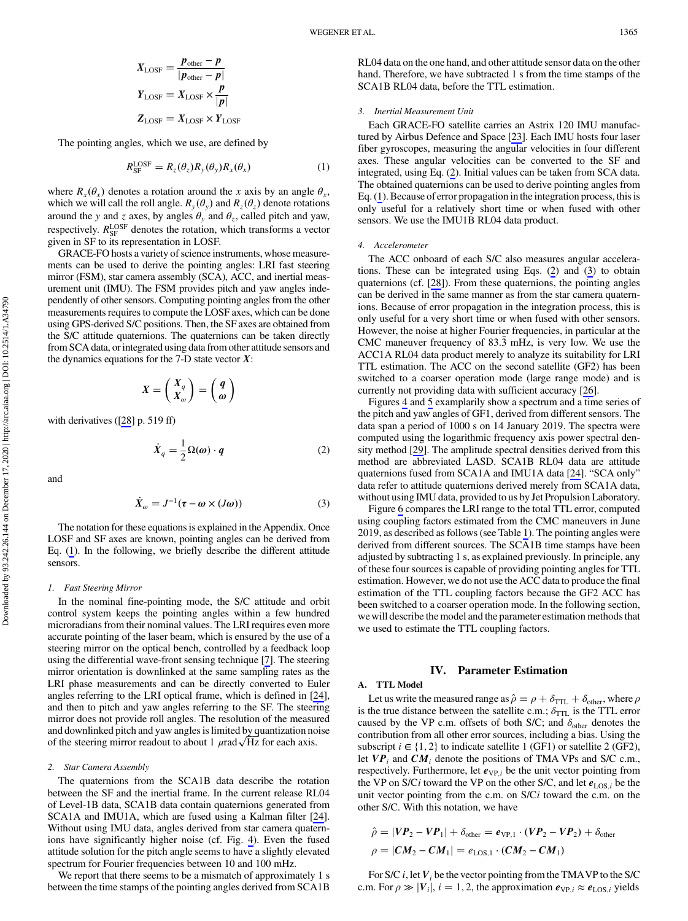$$
\begin{aligned}
\boldsymbol{X}_{\mathrm{LOSF}} &= \frac{\boldsymbol{p}_{\mathrm{other}} - \boldsymbol{p}}{|\boldsymbol{p}_{\mathrm{other}} - \boldsymbol{p}|} \\
\boldsymbol{Y}_{\mathrm{LOSF}} &= \boldsymbol{X}_{\mathrm{LOSF}} \times \frac{\boldsymbol{p}}{|\boldsymbol{p}|} \\
\boldsymbol{Z}_{\mathrm{LOSF}} &= \boldsymbol{X}_{\mathrm{LOSF}} \times \boldsymbol{Y}_{\mathrm{LOSF}}
\end{aligned}
$$

The pointing angles, which we use, are defined by

$$
R_{\mathrm{SF}}^{\mathrm{LOSF}} = R_z(\theta_z) R_y(\theta_y) R_x(\theta_x) \tag{1}
$$

where $R_x(\theta_x)$ denotes a rotation around the $x$ axis by an angle $\theta_x$, which we will call the roll angle. $R_y(\theta_y)$ and $R_z(\theta_z)$ denote rotations around the $y$ and $z$ axes, by angles $\theta_y$ and $\theta_z$, called pitch and yaw, respectively. $R_{\mathrm{SF}}^{\mathrm{LOSF}}$ denotes the rotation, which transforms a vector given in SF to its representation in LOSF.

GRACE-FO hosts a variety of science instruments, whose measurements can be used to derive the pointing angles: LRI fast steering mirror (FSM), star camera assembly (SCA), ACC, and inertial measurement unit (IMU). The FSM provides pitch and yaw angles independently of other sensors. Computing pointing angles from the other measurements requires to compute the LOSF axes, which can be done using GPS-derived S/C positions. Then, the SF axes are obtained from the S/C attitude quaternions. The quaternions can be taken directly from SCA data, or integrated using data from other attitude sensors and the dynamics equations for the 7-D state vector $\boldsymbol{X}$:

$$
\boldsymbol{X} = \begin{pmatrix} \boldsymbol{X}_q \\ \boldsymbol{X}_\omega \end{pmatrix} = \begin{pmatrix} \boldsymbol{q} \\ \boldsymbol{\omega} \end{pmatrix}
$$

with derivatives ([28] p. 519 ff)

$$
\dot{\boldsymbol{X}}_q = \frac{1}{2} \Omega(\boldsymbol{\omega}) \cdot \boldsymbol{q} \tag{2}
$$

and

$$
\dot{\boldsymbol{X}}_\omega = J^{-1}(\boldsymbol{\tau} - \boldsymbol{\omega} \times (J\boldsymbol{\omega})) \tag{3}
$$

The notation for these equations is explained in the Appendix. Once LOSF and SF axes are known, pointing angles can be derived from Eq. (1). In the following, we briefly describe the different attitude sensors.

#### 1. Fast Steering Mirror

In the nominal fine-pointing mode, the S/C attitude and orbit control system keeps the pointing angles within a few hundred microradians from their nominal values. The LRI requires even more accurate pointing of the laser beam, which is ensured by the use of a steering mirror on the optical bench, controlled by a feedback loop using the differential wave-front sensing technique [7]. The steering mirror orientation is downlinked at the same sampling rates as the LRI phase measurements and can be directly converted to Euler angles referring to the LRI optical frame, which is defined in [24], and then to pitch and yaw angles referring to the SF. The steering mirror does not provide roll angles. The resolution of the measured and downlinked pitch and yaw angles is limited by quantization noise of the steering mirror readout to about 1 $\mu\mathrm{rad}\sqrt{\mathrm{Hz}}$ for each axis.

#### 2. Star Camera Assembly

The quaternions from the SCA1B data describe the rotation between the SF and the inertial frame. In the current release RL04 of Level-1B data, SCA1B data contain quaternions generated from SCA1A and IMU1A, which are fused using a Kalman filter [24]. Without using IMU data, angles derived from star camera quaternions have significantly higher noise (cf. Fig. 4). Even the fused attitude solution for the pitch angle seems to have a slightly elevated spectrum for Fourier frequencies between 10 and 100 mHz.

We report that there seems to be a mismatch of approximately 1 s between the time stamps of the pointing angles derived from SCA1B RL04 data on the one hand, and other attitude sensor data on the other hand. Therefore, we have subtracted 1 s from the time stamps of the SCA1B RL04 data, before the TTL estimation.

#### 3. Inertial Measurement Unit

Each GRACE-FO satellite carries an Astrix 120 IMU manufactured by Airbus Defence and Space [23]. Each IMU hosts four laser fiber gyroscopes, measuring the angular velocities in four different axes. These angular velocities can be converted to the SF and integrated, using Eq. (2). Initial values can be taken from SCA data. The obtained quaternions can be used to derive pointing angles from Eq. (1). Because of error propagation in the integration process, this is only useful for a relatively short time or when fused with other sensors. We use the IMU1B RL04 data product.

#### 4. Accelerometer

The ACC onboard of each S/C also measures angular accelerations. These can be integrated using Eqs. (2) and (3) to obtain quaternions (cf. [28]). From these quaternions, the pointing angles can be derived in the same manner as from the star camera quaternions. Because of error propagation in the integration process, this is only useful for a very short time or when fused with other sensors. However, the noise at higher Fourier frequencies, in particular at the CMC maneuver frequency of 83.$\bar{3}$ mHz, is very low. We use the ACC1A RL04 data product merely to analyze its suitability for LRI TTL estimation. The ACC on the second satellite (GF2) has been switched to a coarser operation mode (large range mode) and is currently not providing data with sufficient accuracy [26].

Figures 4 and 5 exemplarily show a spectrum and a time series of the pitch and yaw angles of GF1, derived from different sensors. The data span a period of 1000 s on 14 January 2019. The spectra were computed using the logarithmic frequency axis power spectral density method [29]. The amplitude spectral densities derived from this method are abbreviated LASD. SCA1B RL04 data are attitude quaternions fused from SCA1A and IMU1A data [24]. "SCA only" data refer to attitude quaternions derived merely from SCA1A data, without using IMU data, provided to us by Jet Propulsion Laboratory.

Figure 6 compares the LRI range to the total TTL error, computed using coupling factors estimated from the CMC maneuvers in June 2019, as described as follows (see Table 1). The pointing angles were derived from different sources. The SCA1B time stamps have been adjusted by subtracting 1 s, as explained previously. In principle, any of these four sources is capable of providing pointing angles for TTL estimation. However, we do not use the ACC data to produce the final estimation of the TTL coupling factors because the GF2 ACC has been switched to a coarser operation mode. In the following section, we will describe the model and the parameter estimation methods that we used to estimate the TTL coupling factors.

## IV. Parameter Estimation

### A. TTL Model

Let us write the measured range as $\hat{\rho} = \rho + \delta_{\mathrm{TTL}} + \delta_{\mathrm{other}}$, where $\rho$ is the true distance between the satellite c.m.; $\delta_{\mathrm{TTL}}$ is the TTL error caused by the VP c.m. offsets of both S/C; and $\delta_{\mathrm{other}}$ denotes the contribution from all other error sources, including a bias. Using the subscript $i \in \{1, 2\}$ to indicate satellite 1 (GF1) or satellite 2 (GF2), let $\boldsymbol{VP}_i$ and $\boldsymbol{CM}_i$ denote the positions of TMA VPs and S/C c.m., respectively. Furthermore, let $\boldsymbol{e}_{\mathrm{VP},i}$ be the unit vector pointing from the VP on S/C$i$ toward the VP on the other S/C, and let $\boldsymbol{e}_{\mathrm{LOS},i}$ be the unit vector pointing from the c.m. on S/C$i$ toward the c.m. on the other S/C. With this notation, we have

$$
\begin{aligned}
\hat{\rho} &= |\boldsymbol{VP}_2 - \boldsymbol{VP}_1| + \delta_{\mathrm{other}} = \boldsymbol{e}_{\mathrm{VP},1} \cdot (\boldsymbol{VP}_2 - \boldsymbol{VP}_2) + \delta_{\mathrm{other}} \\
\rho &= |\boldsymbol{CM}_2 - \boldsymbol{CM}_1| = e_{\mathrm{LOS},1} \cdot (\boldsymbol{CM}_2 - \boldsymbol{CM}_1)
\end{aligned}
$$

For S/C $i$, let $\boldsymbol{V}_i$ be the vector pointing from the TMA VP to the S/C c.m. For $\rho \gg |\boldsymbol{V}_i|$, $i = 1, 2$, the approximation $\boldsymbol{e}_{\mathrm{VP},i} \approx \boldsymbol{e}_{\mathrm{LOS},i}$ yields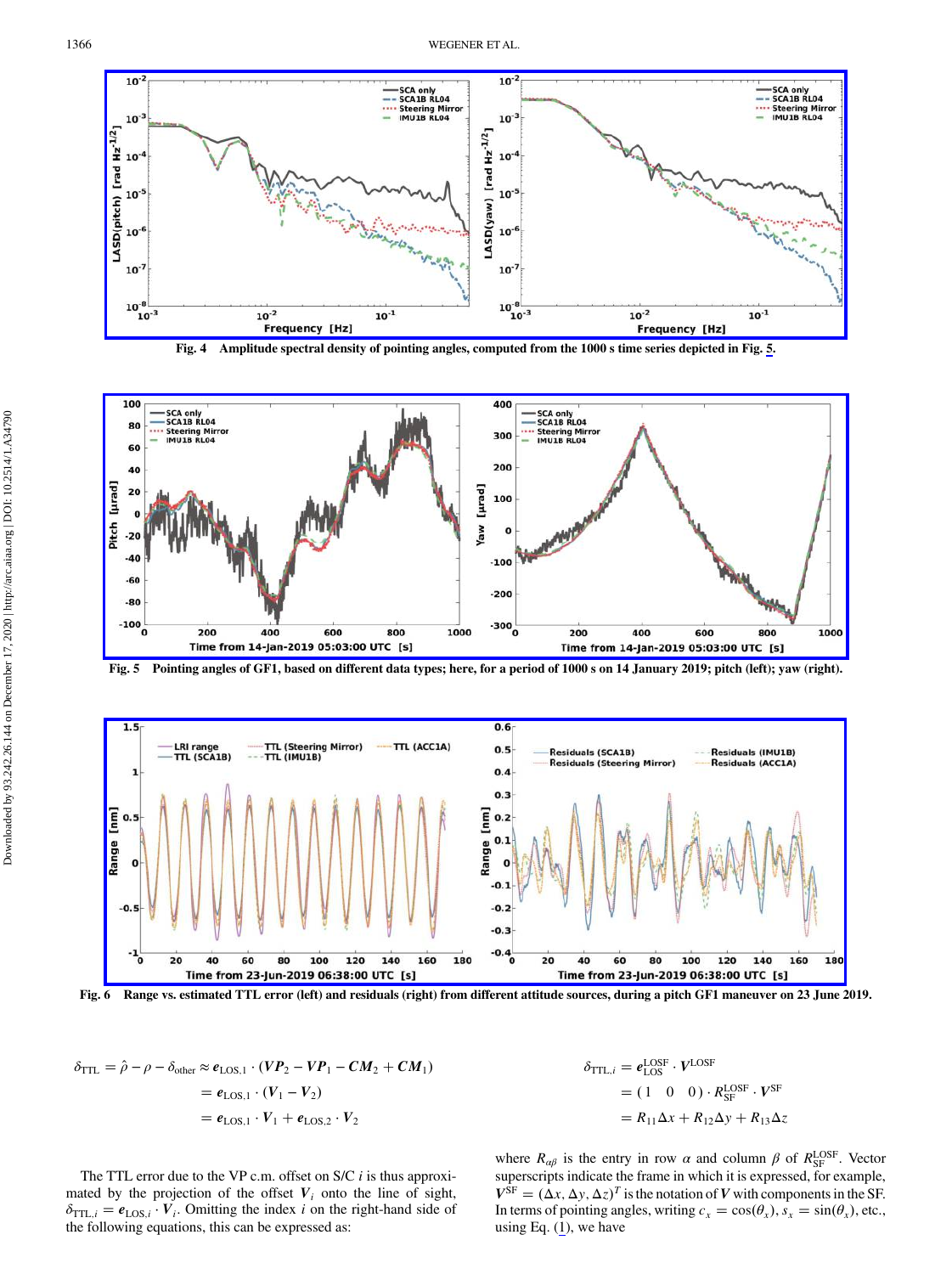Fig. 4 Amplitude spectral density of pointing angles, computed from the 1000 s time series depicted in Fig. 5.

Fig. 5 Pointing angles of GF1, based on different data types; here, for a period of 1000 s on 14 January 2019; pitch (left); yaw (right).

Fig. 6 Range vs. estimated TTL error (left) and residuals (right) from different attitude sources, during a pitch GF1 maneuver on 23 June 2019.

$$
\begin{aligned}
\delta_{\mathrm{TTL}} = \hat{\rho} - \rho - \delta_{\mathrm{other}} &\approx \boldsymbol{e}_{\mathrm{LOS},1} \cdot (\boldsymbol{VP}_2 - \boldsymbol{VP}_1 - \boldsymbol{CM}_2 + \boldsymbol{CM}_1) \\
&= \boldsymbol{e}_{\mathrm{LOS},1} \cdot (\boldsymbol{V}_1 - \boldsymbol{V}_2) \\
&= \boldsymbol{e}_{\mathrm{LOS},1} \cdot \boldsymbol{V}_1 + \boldsymbol{e}_{\mathrm{LOS},2} \cdot \boldsymbol{V}_2
\end{aligned}
$$

The TTL error due to the VP c.m. offset on S/C $i$ is thus approximated by the projection of the offset $\boldsymbol{V}_i$ onto the line of sight, $\delta_{\mathrm{TTL},i} = \boldsymbol{e}_{\mathrm{LOS},i} \cdot \boldsymbol{V}_i$. Omitting the index $i$ on the right-hand side of the following equations, this can be expressed as:

$$
\begin{aligned}
\delta_{\mathrm{TTL},i} &= \boldsymbol{e}_{\mathrm{LOS}}^{\mathrm{LOSF}} \cdot \boldsymbol{V}^{\mathrm{LOSF}} \\
&= (1 \quad 0 \quad 0) \cdot R_{\mathrm{SF}}^{\mathrm{LOSF}} \cdot \boldsymbol{V}^{\mathrm{SF}} \\
&= R_{11}\Delta x + R_{12}\Delta y + R_{13}\Delta z
\end{aligned}
$$

where $R_{\alpha\beta}$ is the entry in row $\alpha$ and column $\beta$ of $R_{\mathrm{SF}}^{\mathrm{LOSF}}$. Vector superscripts indicate the frame in which it is expressed, for example, $\boldsymbol{V}^{\mathrm{SF}} = (\Delta x, \Delta y, \Delta z)^T$ is the notation of $\boldsymbol{V}$ with components in the SF. In terms of pointing angles, writing $c_x = \cos(\theta_x)$, $s_x = \sin(\theta_x)$, etc., using Eq. (1), we have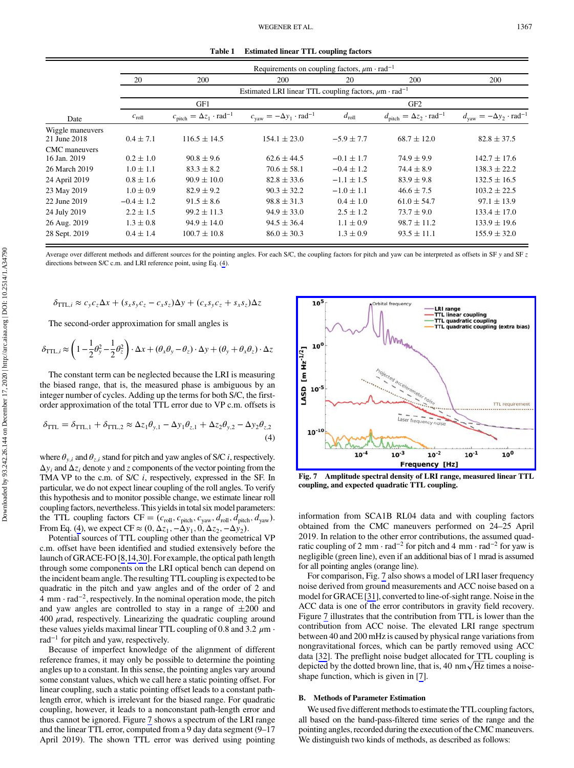**Table 1 Estimated linear TTL coupling factors**

| | Requirements on coupling factors, $\mu$m · rad$^{-1}$ | | | | | |
|---|---|---|---|---|---|---|
| | 20 | 200 | 200 | 20 | 200 | 200 |
| | Estimated LRI linear TTL coupling factors, $\mu$m · rad$^{-1}$ | | | | | |
| | GF1 | | | GF2 | | |
| Date | $c_{\text{roll}}$ | $c_{\text{pitch}} = \Delta z_1 \cdot \text{rad}^{-1}$ | $c_{\text{yaw}} = -\Delta y_1 \cdot \text{rad}^{-1}$ | $d_{\text{roll}}$ | $d_{\text{pitch}} = \Delta z_2 \cdot \text{rad}^{-1}$ | $d_{\text{yaw}} = -\Delta y_2 \cdot \text{rad}^{-1}$ |
| Wiggle maneuvers | | | | | | |
| 21 June 2018 | $0.4 \pm 7.1$ | $116.5 \pm 14.5$ | $154.1 \pm 23.0$ | $-5.9 \pm 7.7$ | $68.7 \pm 12.0$ | $82.8 \pm 37.5$ |
| CMC maneuvers | | | | | | |
| 16 Jan. 2019 | $0.2 \pm 1.0$ | $90.8 \pm 9.6$ | $62.6 \pm 44.5$ | $-0.1 \pm 1.7$ | $74.9 \pm 9.9$ | $142.7 \pm 17.6$ |
| 26 March 2019 | $1.0 \pm 1.1$ | $83.3 \pm 8.2$ | $70.6 \pm 58.1$ | $-0.4 \pm 1.2$ | $74.4 \pm 8.9$ | $138.3 \pm 22.2$ |
| 24 April 2019 | $0.8 \pm 1.6$ | $90.9 \pm 10.0$ | $82.8 \pm 33.6$ | $-1.1 \pm 1.5$ | $83.9 \pm 9.8$ | $132.5 \pm 16.5$ |
| 23 May 2019 | $1.0 \pm 0.9$ | $82.9 \pm 9.2$ | $90.3 \pm 32.2$ | $-1.0 \pm 1.1$ | $46.6 \pm 7.5$ | $103.2 \pm 22.5$ |
| 22 June 2019 | $-0.4 \pm 1.2$ | $91.5 \pm 8.6$ | $98.8 \pm 31.3$ | $0.4 \pm 1.0$ | $61.0 \pm 54.7$ | $97.1 \pm 13.9$ |
| 24 July 2019 | $2.2 \pm 1.5$ | $99.2 \pm 11.3$ | $94.9 \pm 33.0$ | $2.5 \pm 1.2$ | $73.7 \pm 9.0$ | $133.4 \pm 17.0$ |
| 26 Aug. 2019 | $1.3 \pm 0.8$ | $94.9 \pm 14.0$ | $94.5 \pm 36.4$ | $1.1 \pm 0.9$ | $98.7 \pm 11.2$ | $133.9 \pm 19.6$ |
| 28 Sept. 2019 | $0.4 \pm 1.4$ | $100.7 \pm 10.8$ | $86.0 \pm 30.3$ | $1.3 \pm 0.9$ | $93.5 \pm 11.1$ | $155.9 \pm 32.0$ |

Average over different methods and different sources for the pointing angles. For each S/C, the coupling factors for pitch and yaw can be interpreted as offsets in SF $y$ and SF $z$ directions between S/C c.m. and LRI reference point, using Eq. (4).

$$\delta_{\text{TTL},i} \approx c_y c_z \Delta x + (s_x s_y c_z - c_x s_z)\Delta y + (c_x s_y c_z + s_x s_z)\Delta z$$

The second-order approximation for small angles is

$$\delta_{\text{TTL},i} \approx \left(1 - \frac{1}{2}\theta_y^2 - \frac{1}{2}\theta_z^2\right) \cdot \Delta x + (\theta_x \theta_y - \theta_z) \cdot \Delta y + (\theta_y + \theta_x \theta_z) \cdot \Delta z$$

The constant term can be neglected because the LRI is measuring the biased range, that is, the measured phase is ambiguous by an integer number of cycles. Adding up the terms for both S/C, the first-order approximation of the total TTL error due to VP c.m. offsets is

$$\delta_{\text{TTL}} = \delta_{\text{TTL},1} + \delta_{\text{TTL},2} \approx \Delta z_1 \theta_{y,1} - \Delta y_1 \theta_{z,1} + \Delta z_2 \theta_{y,2} - \Delta y_2 \theta_{z,2} \tag{4}$$

where $\theta_{y,i}$ and $\theta_{z,i}$ stand for pitch and yaw angles of S/C $i$, respectively. $\Delta y_i$ and $\Delta z_i$ denote $y$ and $z$ components of the vector pointing from the TMA VP to the c.m. of S/C $i$, respectively, expressed in the SF. In particular, we do not expect linear coupling of the roll angles. To verify this hypothesis and to monitor possible change, we estimate linear roll coupling factors, nevertheless. This yields in total six model parameters: the TTL coupling factors CF $= (c_{\text{roll}}, c_{\text{pitch}}, c_{\text{yaw}}, d_{\text{roll}}, d_{\text{pitch}}, d_{\text{yaw}})$. From Eq. (4), we expect CF $\approx (0, \Delta z_1, -\Delta y_1, 0, \Delta z_2, -\Delta y_2)$.

Potential sources of TTL coupling other than the geometrical VP c.m. offset have been identified and studied extensively before the launch of GRACE-FO [8,14,30]. For example, the optical path length through some components on the LRI optical bench can depend on the incident beam angle. The resulting TTL coupling is expected to be quadratic in the pitch and yaw angles and of the order of 2 and 4 mm · rad$^{-2}$, respectively. In the nominal operation mode, the pitch and yaw angles are controlled to stay in a range of $\pm 200$ and 400 $\mu$rad, respectively. Linearizing the quadratic coupling around these values yields maximal linear TTL coupling of 0.8 and 3.2 $\mu$m · rad$^{-1}$ for pitch and yaw, respectively.

Because of imperfect knowledge of the alignment of different reference frames, it may only be possible to determine the pointing angles up to a constant. In this sense, the pointing angles vary around some constant values, which we call here a static pointing offset. For linear coupling, such a static pointing offset leads to a constant path-length error, which is irrelevant for the biased range. For quadratic coupling, however, it leads to a nonconstant path-length error and thus cannot be ignored. Figure 7 shows a spectrum of the LRI range and the linear TTL error, computed from a 9 day data segment (9–17 April 2019). The shown TTL error was derived using pointing information from SCA1B RL04 data and with coupling factors obtained from the CMC maneuvers performed on 24–25 April 2019. In relation to the other error contributions, the assumed quadratic coupling of 2 mm · rad$^{-2}$ for pitch and 4 mm · rad$^{-2}$ for yaw is negligible (green line), even if an additional bias of 1 mrad is assumed for all pointing angles (orange line).

**Fig. 7 Amplitude spectral density of LRI range, measured linear TTL coupling, and expected quadratic TTL coupling.**

For comparison, Fig. 7 also shows a model of LRI laser frequency noise derived from ground measurements and ACC noise based on a model for GRACE [31], converted to line-of-sight range. Noise in the ACC data is one of the error contributors in gravity field recovery. Figure 7 illustrates that the contribution from TTL is lower than the contribution from ACC noise. The elevated LRI range spectrum between 40 and 200 mHz is caused by physical range variations from nongravitational forces, which can be partly removed using ACC data [32]. The preflight noise budget allocated for TTL coupling is depicted by the dotted brown line, that is, 40 nm$\sqrt{\text{Hz}}$ times a noise-shape function, which is given in [7].

### B. Methods of Parameter Estimation

We used five different methods to estimate the TTL coupling factors, all based on the band-pass-filtered time series of the range and the pointing angles, recorded during the execution of the CMC maneuvers. We distinguish two kinds of methods, as described as follows: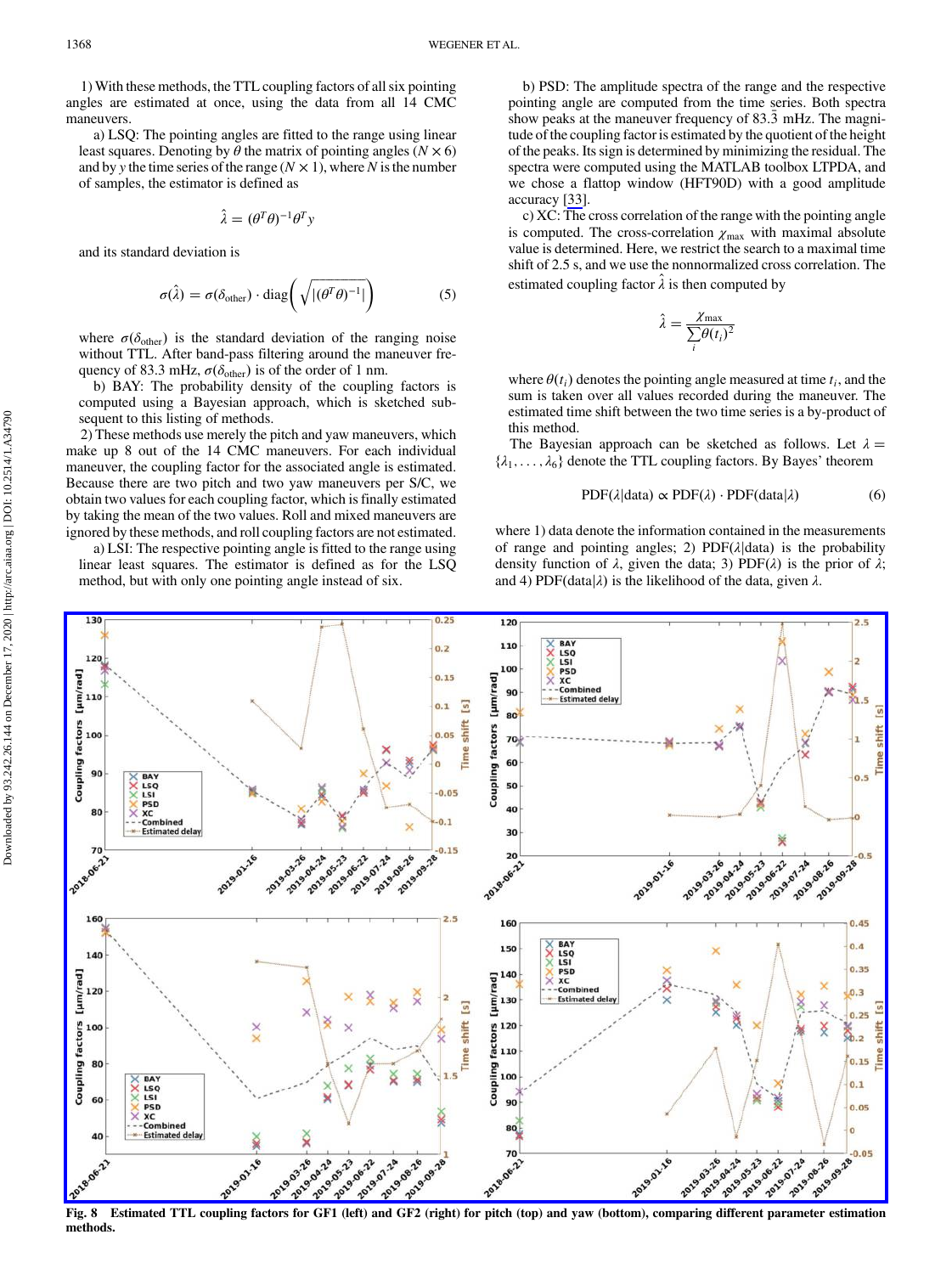1) With these methods, the TTL coupling factors of all six pointing angles are estimated at once, using the data from all 14 CMC maneuvers.

a) LSQ: The pointing angles are fitted to the range using linear least squares. Denoting by $\theta$ the matrix of pointing angles ($N \times 6$) and by $y$ the time series of the range ($N \times 1$), where $N$ is the number of samples, the estimator is defined as

$$\hat{\lambda} = (\theta^T\theta)^{-1}\theta^T y$$

and its standard deviation is

$$\sigma(\hat{\lambda}) = \sigma(\delta_{\text{other}}) \cdot \text{diag}\left(\sqrt{|(\theta^T\theta)^{-1}|}\right) \tag{5}$$

where $\sigma(\delta_{\text{other}})$ is the standard deviation of the ranging noise without TTL. After band-pass filtering around the maneuver frequency of 83.3 mHz, $\sigma(\delta_{\text{other}})$ is of the order of 1 nm.

b) BAY: The probability density of the coupling factors is computed using a Bayesian approach, which is sketched subsequent to this listing of methods.

2) These methods use merely the pitch and yaw maneuvers, which make up 8 out of the 14 CMC maneuvers. For each individual maneuver, the coupling factor for the associated angle is estimated. Because there are two pitch and two yaw maneuvers per S/C, we obtain two values for each coupling factor, which is finally estimated by taking the mean of the two values. Roll and mixed maneuvers are ignored by these methods, and roll coupling factors are not estimated.

a) LSI: The respective pointing angle is fitted to the range using linear least squares. The estimator is defined as for the LSQ method, but with only one pointing angle instead of six.

b) PSD: The amplitude spectra of the range and the respective pointing angle are computed from the time series. Both spectra show peaks at the maneuver frequency of 83.$\bar{3}$ mHz. The magnitude of the coupling factor is estimated by the quotient of the height of the peaks. Its sign is determined by minimizing the residual. The spectra were computed using the MATLAB toolbox LTPDA, and we chose a flattop window (HFT90D) with a good amplitude accuracy [33].

c) XC: The cross correlation of the range with the pointing angle is computed. The cross-correlation $\chi_{\max}$ with maximal absolute value is determined. Here, we restrict the search to a maximal time shift of 2.5 s, and we use the nonnormalized cross correlation. The estimated coupling factor $\hat{\lambda}$ is then computed by

$$\hat{\lambda} = \frac{\chi_{\max}}{\sum_i \theta(t_i)^2}$$

where $\theta(t_i)$ denotes the pointing angle measured at time $t_i$, and the sum is taken over all values recorded during the maneuver. The estimated time shift between the two time series is a by-product of this method.

The Bayesian approach can be sketched as follows. Let $\lambda = \{\lambda_1, \ldots, \lambda_6\}$ denote the TTL coupling factors. By Bayes' theorem

$$\text{PDF}(\lambda|\text{data}) \propto \text{PDF}(\lambda) \cdot \text{PDF}(\text{data}|\lambda) \tag{6}$$

where 1) data denote the information contained in the measurements of range and pointing angles; 2) PDF($\lambda$|data) is the probability density function of $\lambda$, given the data; 3) PDF($\lambda$) is the prior of $\lambda$; and 4) PDF(data|$\lambda$) is the likelihood of the data, given $\lambda$.

**Fig. 8 Estimated TTL coupling factors for GF1 (left) and GF2 (right) for pitch (top) and yaw (bottom), comparing different parameter estimation methods.**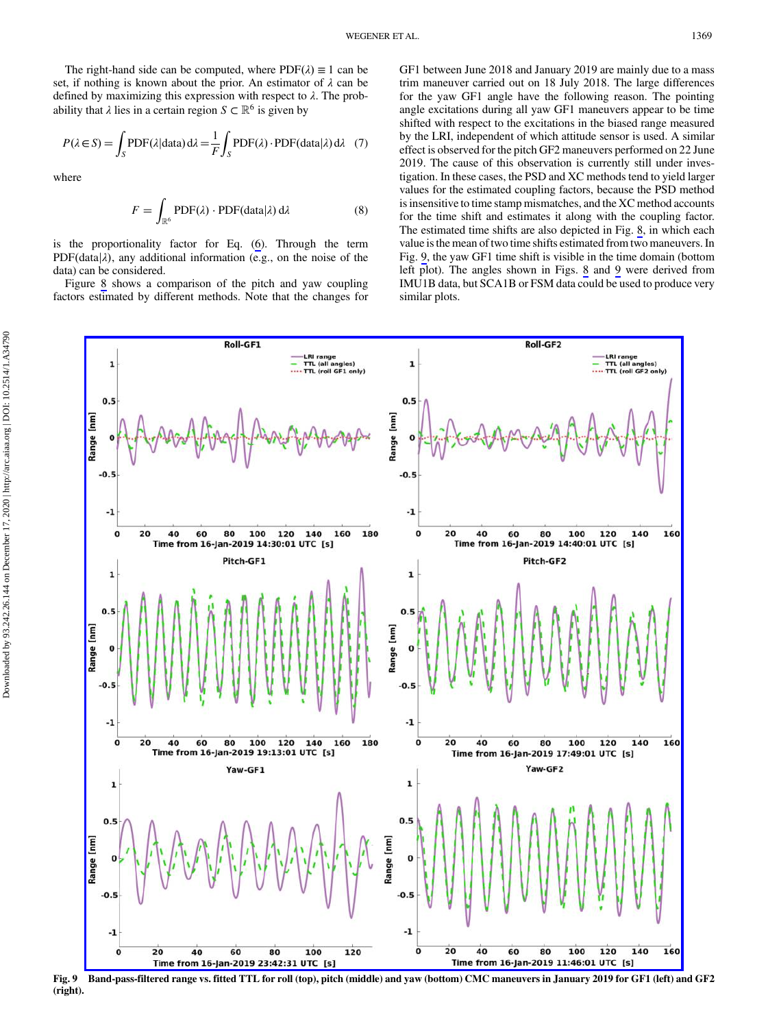The right-hand side can be computed, where $\mathrm{PDF}(\lambda) \equiv 1$ can be set, if nothing is known about the prior. An estimator of $\lambda$ can be defined by maximizing this expression with respect to $\lambda$. The probability that $\lambda$ lies in a certain region $S \subset \mathbb{R}^6$ is given by

$$P(\lambda \in S) = \int_S \mathrm{PDF}(\lambda|\mathrm{data})\,\mathrm{d}\lambda = \frac{1}{F}\int_S \mathrm{PDF}(\lambda)\cdot \mathrm{PDF}(\mathrm{data}|\lambda)\,\mathrm{d}\lambda \quad (7)$$

where

$$F = \int_{\mathbb{R}^6} \mathrm{PDF}(\lambda)\cdot \mathrm{PDF}(\mathrm{data}|\lambda)\,\mathrm{d}\lambda \quad (8)$$

is the proportionality factor for Eq. (6). Through the term $\mathrm{PDF}(\mathrm{data}|\lambda)$, any additional information (e.g., on the noise of the data) can be considered.

Figure 8 shows a comparison of the pitch and yaw coupling factors estimated by different methods. Note that the changes for GF1 between June 2018 and January 2019 are mainly due to a mass trim maneuver carried out on 18 July 2018. The large differences for the yaw GF1 angle have the following reason. The pointing angle excitations during all yaw GF1 maneuvers appear to be time shifted with respect to the excitations in the biased range measured by the LRI, independent of which attitude sensor is used. A similar effect is observed for the pitch GF2 maneuvers performed on 22 June 2019. The cause of this observation is currently still under investigation. In these cases, the PSD and XC methods tend to yield larger values for the estimated coupling factors, because the PSD method is insensitive to time stamp mismatches, and the XC method accounts for the time shift and estimates it along with the coupling factor. The estimated time shifts are also depicted in Fig. 8, in which each value is the mean of two time shifts estimated from two maneuvers. In Fig. 9, the yaw GF1 time shift is visible in the time domain (bottom left plot). The angles shown in Figs. 8 and 9 were derived from IMU1B data, but SCA1B or FSM data could be used to produce very similar plots.

**Fig. 9 Band-pass-filtered range vs. fitted TTL for roll (top), pitch (middle) and yaw (bottom) CMC maneuvers in January 2019 for GF1 (left) and GF2 (right).**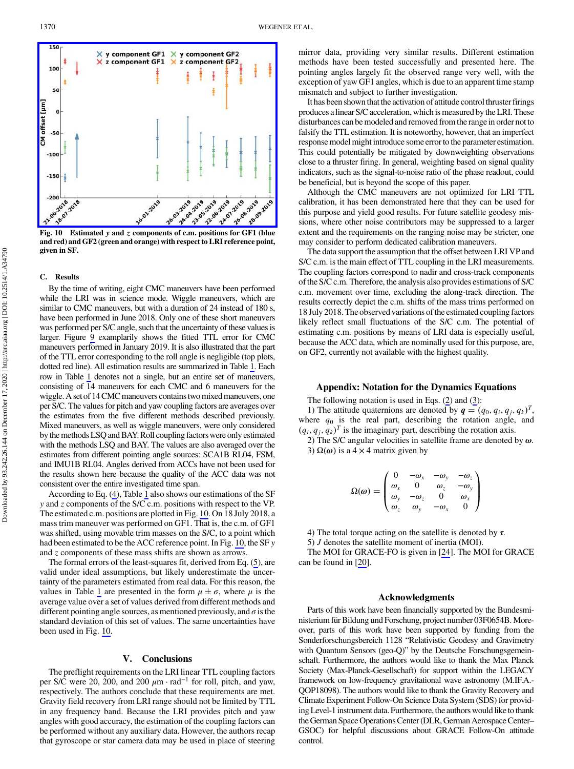y component GF1
z component GF1
y component GF2
z component GF2

CM offset [μm]

150
100
50
0
-50
-100
-150
-200

21-06-2018
18-07-2018
16-01-2019
26-03-2019
24-04-2019
23-05-2019
22-06-2019
24-07-2019
26-08-2019
28-09-2019

**Fig. 10 Estimated $y$ and $z$ components of c.m. positions for GF1 (blue and red) and GF2 (green and orange) with respect to LRI reference point, given in SF.**

### C. Results

By the time of writing, eight CMC maneuvers have been performed while the LRI was in science mode. Wiggle maneuvers, which are similar to CMC maneuvers, but with a duration of 24 instead of 180 s, have been performed in June 2018. Only one of these short maneuvers was performed per S/C angle, such that the uncertainty of these values is larger. Figure 9 examplarily shows the fitted TTL error for CMC maneuvers performed in January 2019. It is also illustrated that the part of the TTL error corresponding to the roll angle is negligible (top plots, dotted red line). All estimation results are summarized in Table 1. Each row in Table 1 denotes not a single, but an entire set of maneuvers, consisting of 14 maneuvers for each CMC and 6 maneuvers for the wiggle. A set of 14 CMC maneuvers contains two mixed maneuvers, one per S/C. The values for pitch and yaw coupling factors are averages over the estimates from the five different methods described previously. Mixed maneuvers, as well as wiggle maneuvers, were only considered by the methods LSQ and BAY. Roll coupling factors were only estimated with the methods LSQ and BAY. The values are also averaged over the estimates from different pointing angle sources: SCA1B RL04, FSM, and IMU1B RL04. Angles derived from ACCs have not been used for the results shown here because the quality of the ACC data was not consistent over the entire investigated time span.

According to Eq. (4), Table 1 also shows our estimations of the SF $y$ and $z$ components of the S/C c.m. positions with respect to the VP. The estimated c.m. positions are plotted in Fig. 10. On 18 July 2018, a mass trim maneuver was performed on GF1. That is, the c.m. of GF1 was shifted, using movable trim masses on the S/C, to a point which had been estimated to be the ACC reference point. In Fig. 10, the SF $y$ and $z$ components of these mass shifts are shown as arrows.

The formal errors of the least-squares fit, derived from Eq. (5), are valid under ideal assumptions, but likely underestimate the uncertainty of the parameters estimated from real data. For this reason, the values in Table 1 are presented in the form $\mu \pm \sigma$, where $\mu$ is the average value over a set of values derived from different methods and different pointing angle sources, as mentioned previously, and $\sigma$ is the standard deviation of this set of values. The same uncertainties have been used in Fig. 10.

## V. Conclusions

The preflight requirements on the LRI linear TTL coupling factors per S/C were 20, 200, and 200 $\mu\mathrm{m} \cdot \mathrm{rad}^{-1}$ for roll, pitch, and yaw, respectively. The authors conclude that these requirements are met. Gravity field recovery from LRI range should not be limited by TTL in any frequency band. Because the LRI provides pitch and yaw angles with good accuracy, the estimation of the coupling factors can be performed without any auxiliary data. However, the authors recap that gyroscope or star camera data may be used in place of steering mirror data, providing very similar results. Different estimation methods have been tested successfully and presented here. The pointing angles largely fit the observed range very well, with the exception of yaw GF1 angles, which is due to an apparent time stamp mismatch and subject to further investigation.

It has been shown that the activation of attitude control thruster firings produces a linear S/C acceleration, which is measured by the LRI. These disturbances can be modeled and removed from the range in order not to falsify the TTL estimation. It is noteworthy, however, that an imperfect response model might introduce some error to the parameter estimation. This could potentially be mitigated by downweighting observations close to a thruster firing. In general, weighting based on signal quality indicators, such as the signal-to-noise ratio of the phase readout, could be beneficial, but is beyond the scope of this paper.

Although the CMC maneuvers are not optimized for LRI TTL calibration, it has been demonstrated here that they can be used for this purpose and yield good results. For future satellite geodesy missions, where other noise contributors may be suppressed to a larger extent and the requirements on the ranging noise may be stricter, one may consider to perform dedicated calibration maneuvers.

The data support the assumption that the offset between LRI VP and S/C c.m. is the main effect of TTL coupling in the LRI measurements. The coupling factors correspond to nadir and cross-track components of the S/C c.m. Therefore, the analysis also provides estimations of S/C c.m. movement over time, excluding the along-track direction. The results correctly depict the c.m. shifts of the mass trims performed on 18 July 2018. The observed variations of the estimated coupling factors likely reflect small fluctuations of the S/C c.m. The potential of estimating c.m. positions by means of LRI data is especially useful, because the ACC data, which are nominally used for this purpose, are, on GF2, currently not available with the highest quality.

## Appendix: Notation for the Dynamics Equations

The following notation is used in Eqs. (2) and (3):

1) The attitude quaternions are denoted by $\boldsymbol{q} = (q_0, q_i, q_j, q_k)^T$, where $q_0$ is the real part, describing the rotation angle, and $(q_i, q_j, q_k)^T$ is the imaginary part, describing the rotation axis.

2) The S/C angular velocities in satellite frame are denoted by $\boldsymbol{\omega}$.

3) $\Omega(\boldsymbol{\omega})$ is a $4 \times 4$ matrix given by

$$\Omega(\boldsymbol{\omega}) = \begin{pmatrix} 0 & -\omega_x & -\omega_y & -\omega_z \\ \omega_x & 0 & \omega_z & -\omega_y \\ \omega_y & -\omega_z & 0 & \omega_x \\ \omega_z & \omega_y & -\omega_x & 0 \end{pmatrix}$$

4) The total torque acting on the satellite is denoted by $\boldsymbol{\tau}$.

5) $J$ denotes the satellite moment of inertia (MOI).

The MOI for GRACE-FO is given in [24]. The MOI for GRACE can be found in [20].

## Acknowledgments

Parts of this work have been financially supported by the Bundesministerium für Bildung und Forschung, project number 03F0654B. Moreover, parts of this work have been supported by funding from the Sonderforschungsbereich 1128 "Relativistic Geodesy and Gravimetry with Quantum Sensors (geo-Q)" by the Deutsche Forschungsgemeinschaft. Furthermore, the authors would like to thank the Max Planck Society (Max-Planck-Gesellschaft) for support within the LEGACY framework on low-frequency gravitational wave astronomy (M.IF.A.-QOP18098). The authors would like to thank the Gravity Recovery and Climate Experiment Follow-On Science Data System (SDS) for providing Level-1 instrument data. Furthermore, the authors would like to thank the German Space Operations Center (DLR, German Aerospace Center–GSOC) for helpful discussions about GRACE Follow-On attitude control.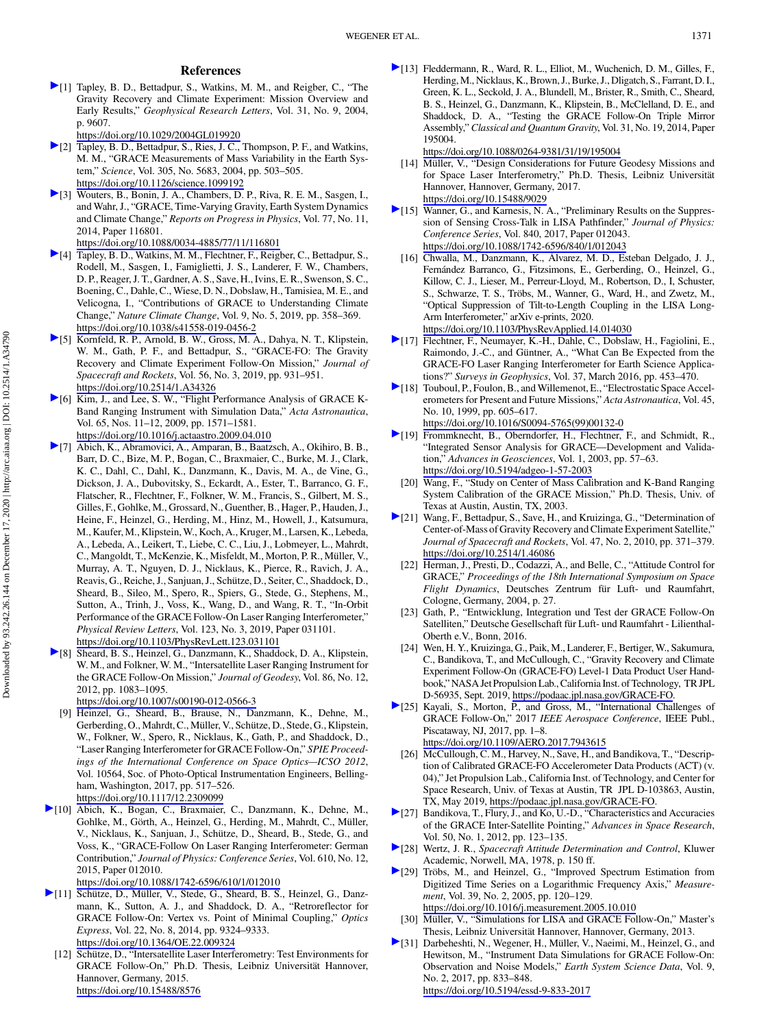## References

[1] Tapley, B. D., Bettadpur, S., Watkins, M. M., and Reigber, C., "The Gravity Recovery and Climate Experiment: Mission Overview and Early Results," *Geophysical Research Letters*, Vol. 31, No. 9, 2004, p. 9607.
https://doi.org/10.1029/2004GL019920

[2] Tapley, B. D., Bettadpur, S., Ries, J. C., Thompson, P. F., and Watkins, M. M., "GRACE Measurements of Mass Variability in the Earth System," *Science*, Vol. 305, No. 5683, 2004, pp. 503–505.
https://doi.org/10.1126/science.1099192

[3] Wouters, B., Bonin, J. A., Chambers, D. P., Riva, R. E. M., Sasgen, I., and Wahr, J., "GRACE, Time-Varying Gravity, Earth System Dynamics and Climate Change," *Reports on Progress in Physics*, Vol. 77, No. 11, 2014, Paper 116801.
https://doi.org/10.1088/0034-4885/77/11/116801

[4] Tapley, B. D., Watkins, M. M., Flechtner, F., Reigber, C., Bettadpur, S., Rodell, M., Sasgen, I., Famiglietti, J. S., Landerer, F. W., Chambers, D. P., Reager, J. T., Gardner, A. S., Save, H., Ivins, E. R., Swenson, S. C., Boening, C., Dahle, C., Wiese, D. N., Dobslaw, H., Tamisiea, M. E., and Velicogna, I., "Contributions of GRACE to Understanding Climate Change," *Nature Climate Change*, Vol. 9, No. 5, 2019, pp. 358–369.
https://doi.org/10.1038/s41558-019-0456-2

[5] Kornfeld, R. P., Arnold, B. W., Gross, M. A., Dahya, N. T., Klipstein, W. M., Gath, P. F., and Bettadpur, S., "GRACE-FO: The Gravity Recovery and Climate Experiment Follow-On Mission," *Journal of Spacecraft and Rockets*, Vol. 56, No. 3, 2019, pp. 931–951.
https://doi.org/10.2514/1.A34326

[6] Kim, J., and Lee, S. W., "Flight Performance Analysis of GRACE K-Band Ranging Instrument with Simulation Data," *Acta Astronautica*, Vol. 65, Nos. 11–12, 2009, pp. 1571–1581.
https://doi.org/10.1016/j.actaastro.2009.04.010

[7] Abich, K., Abramovici, A., Amparan, B., Baatzsch, A., Okihiro, B. B., Barr, D. C., Bize, M. P., Bogan, C., Braxmaier, C., Burke, M. J., Clark, K. C., Dahl, C., Dahl, K., Danzmann, K., Davis, M. A., de Vine, G., Dickson, J. A., Dubovitsky, S., Eckardt, A., Ester, T., Barranco, G. F., Flatscher, R., Flechtner, F., Folkner, W. M., Francis, S., Gilbert, M. S., Gilles, F., Gohlke, M., Grossard, N., Guenther, B., Hager, P., Hauden, J., Heine, F., Heinzel, G., Herding, M., Hinz, M., Howell, J., Katsumura, M., Kaufer, M., Klipstein, W., Koch, A., Kruger, M., Larsen, K., Lebeda, A., Lebeda, A., Leikert, T., Liebe, C. C., Liu, J., Lobmeyer, L., Mahrdt, C., Mangoldt, T., McKenzie, K., Misfeldt, M., Morton, P. R., Müller, V., Murray, A. T., Nguyen, D. J., Nicklaus, K., Pierce, R., Ravich, J. A., Reavis, G., Reiche, J., Sanjuan, J., Schütze, D., Seiter, C., Shaddock, D., Sheard, B., Sileo, M., Spero, R., Spiers, G., Stede, G., Stephens, M., Sutton, A., Trinh, J., Voss, K., Wang, D., and Wang, R. T., "In-Orbit Performance of the GRACE Follow-On Laser Ranging Interferometer," *Physical Review Letters*, Vol. 123, No. 3, 2019, Paper 031101.
https://doi.org/10.1103/PhysRevLett.123.031101

[8] Sheard, B. S., Heinzel, G., Danzmann, K., Shaddock, D. A., Klipstein, W. M., and Folkner, W. M., "Intersatellite Laser Ranging Instrument for the GRACE Follow-On Mission," *Journal of Geodesy*, Vol. 86, No. 12, 2012, pp. 1083–1095.
https://doi.org/10.1007/s00190-012-0566-3

[9] Heinzel, G., Sheard, B., Brause, N., Danzmann, K., Dehne, M., Gerberding, O., Mahrdt, C., Müller, V., Schütze, D., Stede, G., Klipstein, W., Folkner, W., Spero, R., Nicklaus, K., Gath, P., and Shaddock, D., "Laser Ranging Interferometer for GRACE Follow-On," *SPIE Proceedings of the International Conference on Space Optics—ICSO 2012*, Vol. 10564, Soc. of Photo-Optical Instrumentation Engineers, Bellingham, Washington, 2017, pp. 517–526.
https://doi.org/10.1117/12.2309099

[10] Abich, K., Bogan, C., Braxmaier, C., Danzmann, K., Dehne, M., Gohlke, M., Görth, A., Heinzel, G., Herding, M., Mahrdt, C., Müller, V., Nicklaus, K., Sanjuan, J., Schütze, D., Sheard, B., Stede, G., and Voss, K., "GRACE-Follow On Laser Ranging Interferometer: German Contribution," *Journal of Physics: Conference Series*, Vol. 610, No. 12, 2015, Paper 012010.
https://doi.org/10.1088/1742-6596/610/1/012010

[11] Schütze, D., Müller, V., Stede, G., Sheard, B. S., Heinzel, G., Danzmann, K., Sutton, A. J., and Shaddock, D. A., "Retroreflector for GRACE Follow-On: Vertex vs. Point of Minimal Coupling," *Optics Express*, Vol. 22, No. 8, 2014, pp. 9324–9333.
https://doi.org/10.1364/OE.22.009324

[12] Schütze, D., "Intersatellite Laser Interferometry: Test Environments for GRACE Follow-On," Ph.D. Thesis, Leibniz Universität Hannover, Hannover, Germany, 2015.
https://doi.org/10.15488/8576

[13] Fleddermann, R., Ward, R. L., Elliot, M., Wuchenich, D. M., Gilles, F., Herding, M., Nicklaus, K., Brown, J., Burke, J., Dligatch, S., Farrant, D. I., Green, K. L., Seckold, J. A., Blundell, M., Brister, R., Smith, C., Sheard, B. S., Heinzel, G., Danzmann, K., Klipstein, B., McClelland, D. E., and Shaddock, D. A., "Testing the GRACE Follow-On Triple Mirror Assembly," *Classical and Quantum Gravity*, Vol. 31, No. 19, 2014, Paper 195004.
https://doi.org/10.1088/0264-9381/31/19/195004

[14] Müller, V., "Design Considerations for Future Geodesy Missions and for Space Laser Interferometry," Ph.D. Thesis, Leibniz Universität Hannover, Hannover, Germany, 2017.
https://doi.org/10.15488/9029

[15] Wanner, G., and Karnesis, N. A., "Preliminary Results on the Suppression of Sensing Cross-Talk in LISA Pathfinder," *Journal of Physics: Conference Series*, Vol. 840, 2017, Paper 012043.
https://doi.org/10.1088/1742-6596/840/1/012043

[16] Chwalla, M., Danzmann, K., Álvarez, M. D., Esteban Delgado, J. J., Fernández Barranco, G., Fitzsimons, E., Gerberding, O., Heinzel, G., Killow, C. J., Lieser, M., Perreur-Lloyd, M., Robertson, D., I, Schuster, S., Schwarze, T. S., Tröbs, M., Wanner, G., Ward, H., and Zwetz, M., "Optical Suppression of Tilt-to-Length Coupling in the LISA Long-Arm Interferometer," arXiv e-prints, 2020.
https://doi.org/10.1103/PhysRevApplied.14.014030

[17] Flechtner, F., Neumayer, K.-H., Dahle, C., Dobslaw, H., Fagiolini, E., Raimondo, J.-C., and Güntner, A., "What Can Be Expected from the GRACE-FO Laser Ranging Interferometer for Earth Science Applications?" *Surveys in Geophysics*, Vol. 37, March 2016, pp. 453–470.

[18] Touboul, P., Foulon, B., and Willemenot, E., "Electrostatic Space Accelerometers for Present and Future Missions," *Acta Astronautica*, Vol. 45, No. 10, 1999, pp. 605–617.
https://doi.org/10.1016/S0094-5765(99)00132-0

[19] Frommknecht, B., Oberndorfer, H., Flechtner, F., and Schmidt, R., "Integrated Sensor Analysis for GRACE—Development and Validation," *Advances in Geosciences*, Vol. 1, 2003, pp. 57–63.
https://doi.org/10.5194/adgeo-1-57-2003

[20] Wang, F., "Study on Center of Mass Calibration and K-Band Ranging System Calibration of the GRACE Mission," Ph.D. Thesis, Univ. of Texas at Austin, Austin, TX, 2003.

[21] Wang, F., Bettadpur, S., Save, H., and Kruizinga, G., "Determination of Center-of-Mass of Gravity Recovery and Climate Experiment Satellite," *Journal of Spacecraft and Rockets*, Vol. 47, No. 2, 2010, pp. 371–379.
https://doi.org/10.2514/1.46086

[22] Herman, J., Presti, D., Codazzi, A., and Belle, C., "Attitude Control for GRACE," *Proceedings of the 18th International Symposium on Space Flight Dynamics*, Deutsches Zentrum für Luft- und Raumfahrt, Cologne, Germany, 2004, p. 27.

[23] Gath, P., "Entwicklung, Integration und Test der GRACE Follow-On Satelliten," Deutsche Gesellschaft für Luft- und Raumfahrt - Lilienthal-Oberth e.V., Bonn, 2016.

[24] Wen, H. Y., Kruizinga, G., Paik, M., Landerer, F., Bertiger, W., Sakumura, C., Bandikova, T., and McCullough, C., "Gravity Recovery and Climate Experiment Follow-On (GRACE-FO) Level-1 Data Product User Handbook," NASA Jet Propulsion Lab., California Inst. of Technology, TR JPL D-56935, Sept. 2019, https://podaac.jpl.nasa.gov/GRACE-FO.

[25] Kayali, S., Morton, P., and Gross, M., "International Challenges of GRACE Follow-On," 2017 *IEEE Aerospace Conference*, IEEE Publ., Piscataway, NJ, 2017, pp. 1–8.
https://doi.org/10.1109/AERO.2017.7943615

[26] McCullough, C. M., Harvey, N., Save, H., and Bandikova, T., "Description of Calibrated GRACE-FO Accelerometer Data Products (ACT) (v. 04)," Jet Propulsion Lab., California Inst. of Technology, and Center for Space Research, Univ. of Texas at Austin, TR JPL D-103863, Austin, TX, May 2019, https://podaac.jpl.nasa.gov/GRACE-FO.

[27] Bandikova, T., Flury, J., and Ko, U.-D., "Characteristics and Accuracies of the GRACE Inter-Satellite Pointing," *Advances in Space Research*, Vol. 50, No. 1, 2012, pp. 123–135.

[28] Wertz, J. R., *Spacecraft Attitude Determination and Control*, Kluwer Academic, Norwell, MA, 1978, p. 150 ff.

[29] Tröbs, M., and Heinzel, G., "Improved Spectrum Estimation from Digitized Time Series on a Logarithmic Frequency Axis," *Measurement*, Vol. 39, No. 2, 2005, pp. 120–129.
https://doi.org/10.1016/j.measurement.2005.10.010

[30] Müller, V., "Simulations for LISA and GRACE Follow-On," Master's Thesis, Leibniz Universität Hannover, Hannover, Germany, 2013.

[31] Darbeheshti, N., Wegener, H., Müller, V., Naeimi, M., Heinzel, G., and Hewitson, M., "Instrument Data Simulations for GRACE Follow-On: Observation and Noise Models," *Earth System Science Data*, Vol. 9, No. 2, 2017, pp. 833–848.
https://doi.org/10.5194/essd-9-833-2017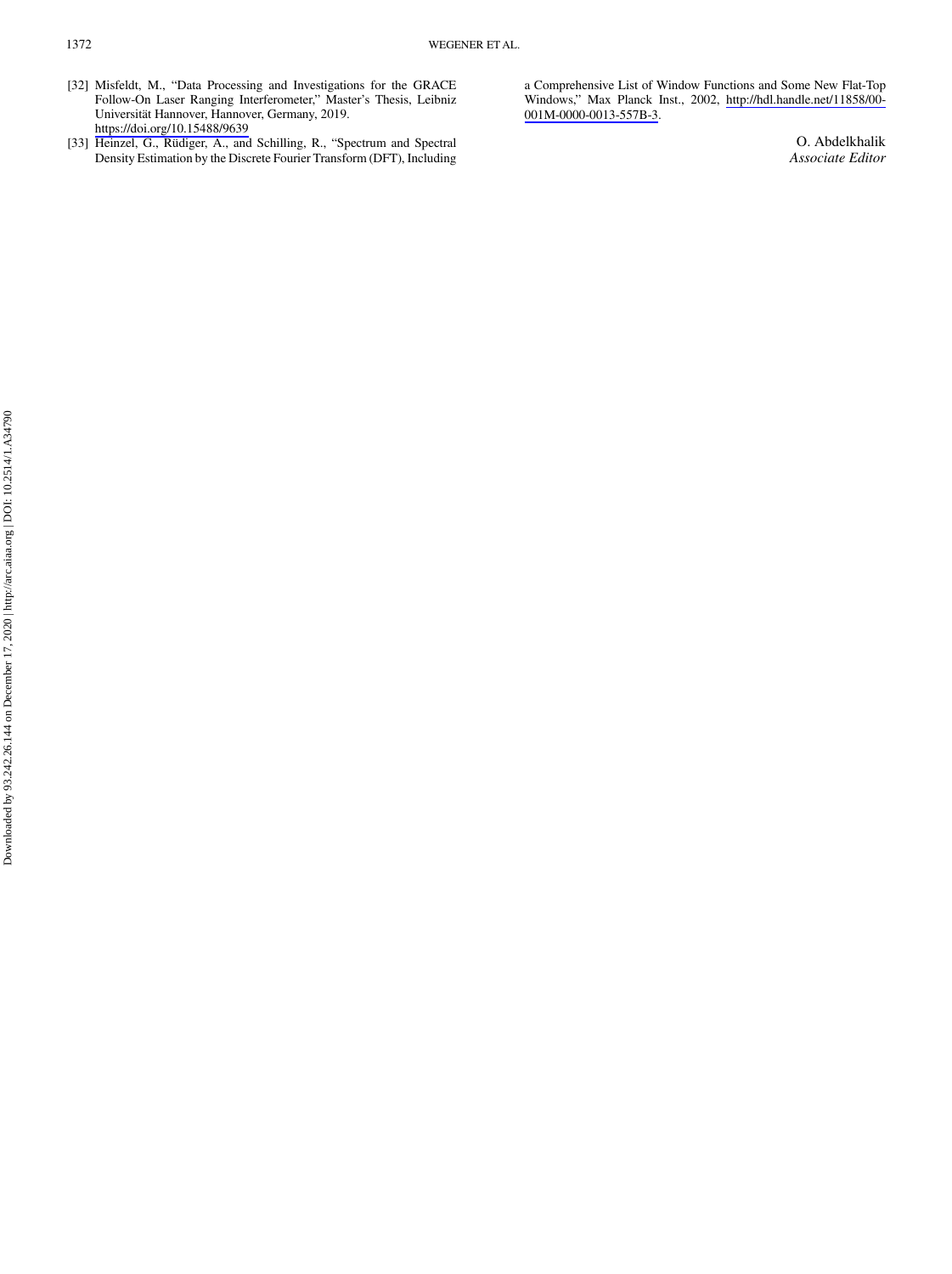[32] Misfeldt, M., "Data Processing and Investigations for the GRACE Follow-On Laser Ranging Interferometer," Master's Thesis, Leibniz Universität Hannover, Hannover, Germany, 2019. https://doi.org/10.15488/9639

[33] Heinzel, G., Rüdiger, A., and Schilling, R., "Spectrum and Spectral Density Estimation by the Discrete Fourier Transform (DFT), Including a Comprehensive List of Window Functions and Some New Flat-Top Windows," Max Planck Inst., 2002, http://hdl.handle.net/11858/00-001M-0000-0013-557B-3.

O. Abdelkhalik
*Associate Editor*